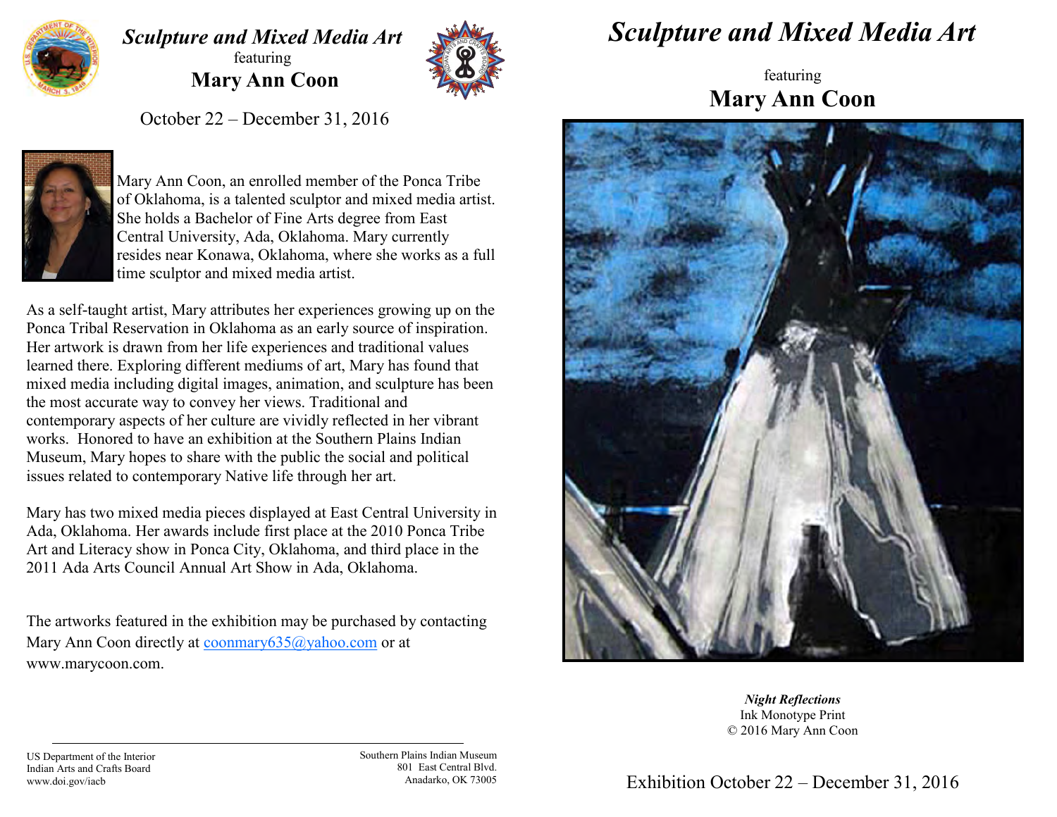# *Sculpture and Mixed Media Art*

featuring

## Mary Ann Coon

October 22 – December 31, 2016

Mary Ann Coon, an enrolled member of the Ponca Tribe of Oklahoma, is a talented sculptor and mixed media artist. She holds a Bachelor of Fine Arts degree from East Central University, Ada, Oklahoma. Mary currently resides near Konawa, Oklahoma, where she works as a full time sculptor and mixed media artist.

As a self-taught artist, Mary attributes her experiences growing up on the Ponca Tribal Reservation in Oklahoma as an early source of inspiration. Her artwork is drawn from her life experiences and traditional values learned there. Exploring different mediums of art, Mary has found that mixed media including digital images, animation, and sculpture has been the most accurate way to convey her views. Traditional and contemporary aspects of her culture are vividly reflected in her vibrant works. Honored to have an exhibition at the Southern Plains Indian Museum, Mary hopes to share with the public the social and political issues related to contemporary Native life through her art.

Mary has two mixed media pieces displayed at East Central University in Ada, Oklahoma. Her awards include first place at the 2010 Ponca Tribe Art and Literacy show in Ponca City, Oklahoma, and third place in the 2011 Ada Arts Council Annual Art Show in Ada, Oklahoma.

The artworks featured in the exhibition may be purchased by contacting Mary Ann Coon directly at coonmary635@yahoo.com or at www.marycoon.com.

US Department of the Interior
Indian Arts and Crafts Board
www.doi.gov/iacb

Southern Plains Indian Museum
801 East Central Blvd.
Anadarko, OK 73005

# *Sculpture and Mixed Media Art*

featuring

## Mary Ann Coon

***Night Reflections***
Ink Monotype Print
© 2016 Mary Ann Coon

Exhibition October 22 – December 31, 2016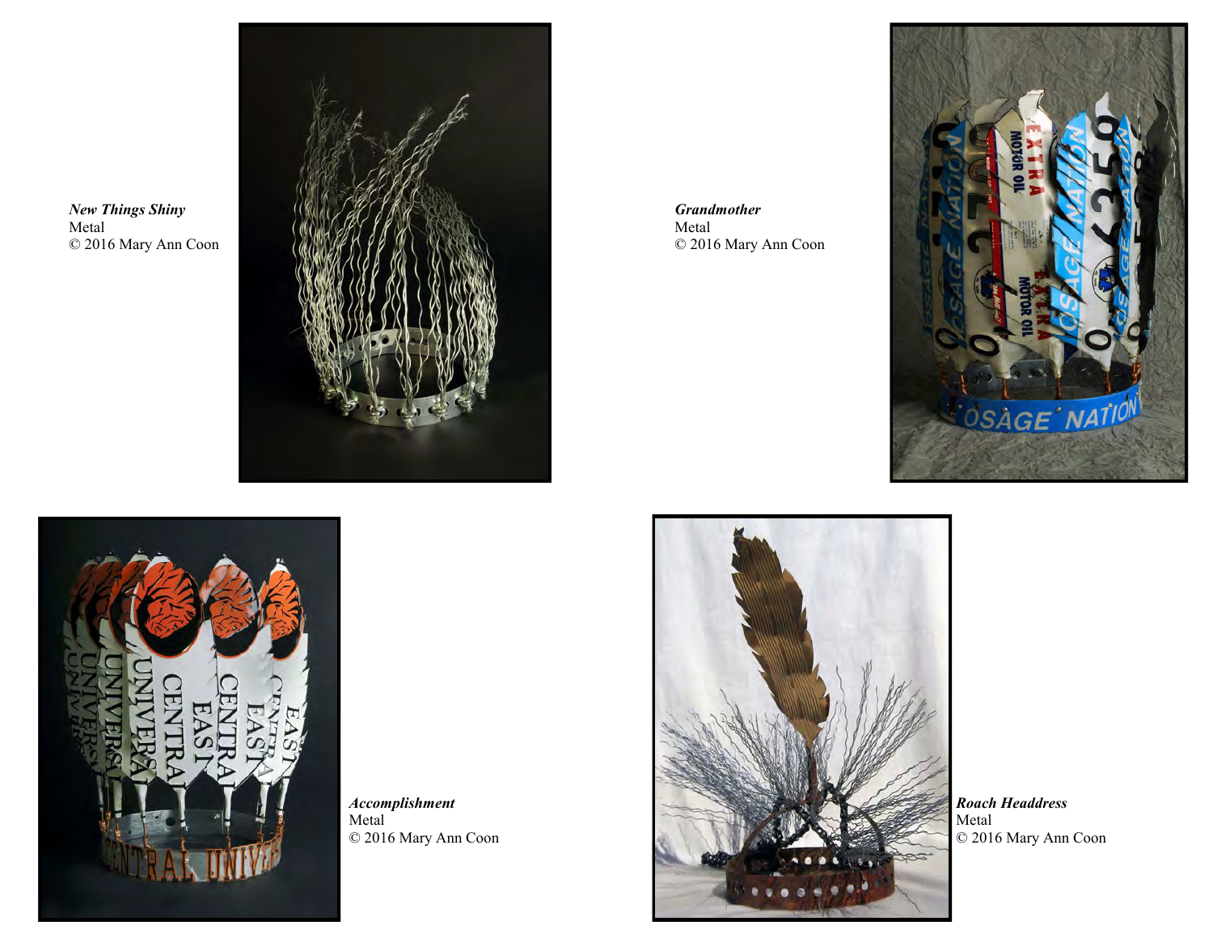***New Things Shiny***
Metal
© 2016 Mary Ann Coon

***Grandmother***
Metal
© 2016 Mary Ann Coon

***Accomplishment***
Metal
© 2016 Mary Ann Coon

***Roach Headdress***
Metal
© 2016 Mary Ann Coon